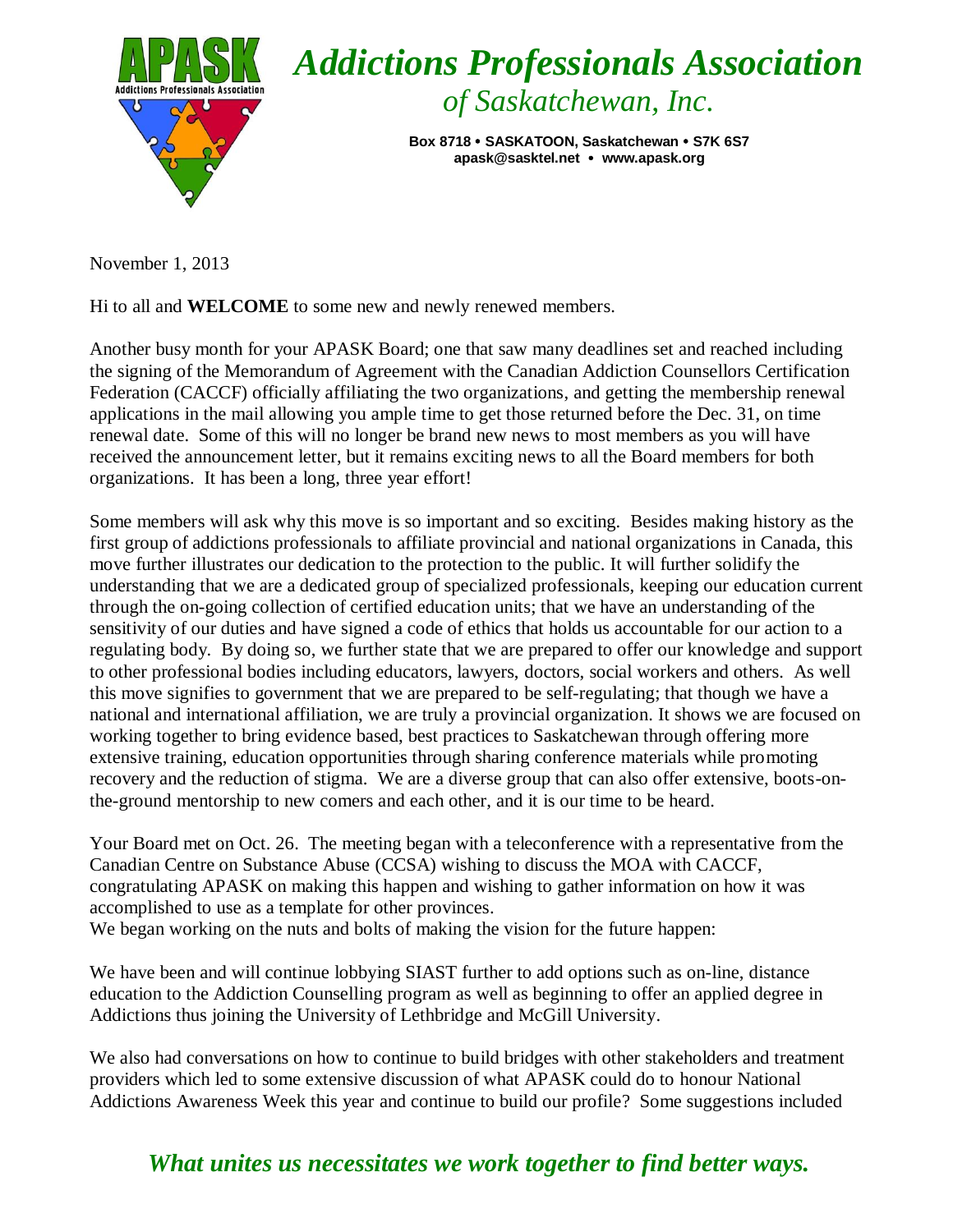# *Addictions Professionals Association of Saskatchewan, Inc.*

**Box 8718 • SASKATOON, Saskatchewan • S7K 6S7**
**apask@sasktel.net • www.apask.org**

November 1, 2013

Hi to all and **WELCOME** to some new and newly renewed members.

Another busy month for your APASK Board; one that saw many deadlines set and reached including the signing of the Memorandum of Agreement with the Canadian Addiction Counsellors Certification Federation (CACCF) officially affiliating the two organizations, and getting the membership renewal applications in the mail allowing you ample time to get those returned before the Dec. 31, on time renewal date. Some of this will no longer be brand new news to most members as you will have received the announcement letter, but it remains exciting news to all the Board members for both organizations. It has been a long, three year effort!

Some members will ask why this move is so important and so exciting. Besides making history as the first group of addictions professionals to affiliate provincial and national organizations in Canada, this move further illustrates our dedication to the protection to the public. It will further solidify the understanding that we are a dedicated group of specialized professionals, keeping our education current through the on-going collection of certified education units; that we have an understanding of the sensitivity of our duties and have signed a code of ethics that holds us accountable for our action to a regulating body. By doing so, we further state that we are prepared to offer our knowledge and support to other professional bodies including educators, lawyers, doctors, social workers and others. As well this move signifies to government that we are prepared to be self-regulating; that though we have a national and international affiliation, we are truly a provincial organization. It shows we are focused on working together to bring evidence based, best practices to Saskatchewan through offering more extensive training, education opportunities through sharing conference materials while promoting recovery and the reduction of stigma. We are a diverse group that can also offer extensive, boots-on-the-ground mentorship to new comers and each other, and it is our time to be heard.

Your Board met on Oct. 26. The meeting began with a teleconference with a representative from the Canadian Centre on Substance Abuse (CCSA) wishing to discuss the MOA with CACCF, congratulating APASK on making this happen and wishing to gather information on how it was accomplished to use as a template for other provinces.
We began working on the nuts and bolts of making the vision for the future happen:

We have been and will continue lobbying SIAST further to add options such as on-line, distance education to the Addiction Counselling program as well as beginning to offer an applied degree in Addictions thus joining the University of Lethbridge and McGill University.

We also had conversations on how to continue to build bridges with other stakeholders and treatment providers which led to some extensive discussion of what APASK could do to honour National Addictions Awareness Week this year and continue to build our profile? Some suggestions included

***What unites us necessitates we work together to find better ways.***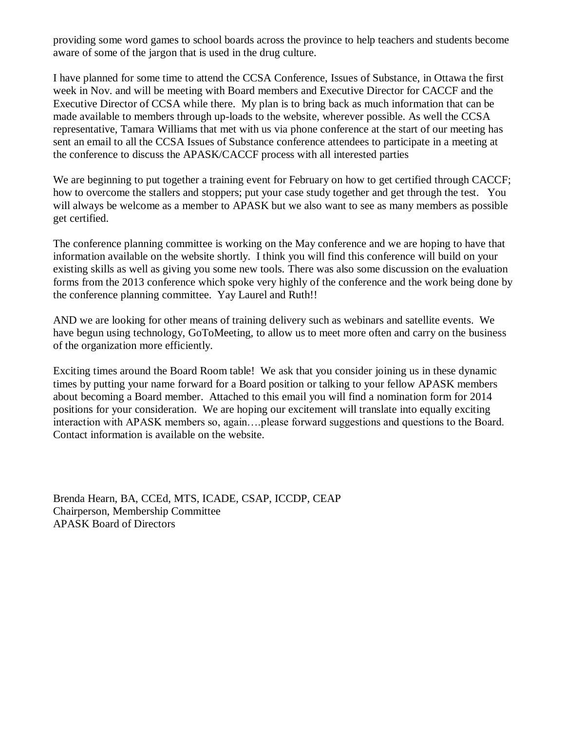providing some word games to school boards across the province to help teachers and students become aware of some of the jargon that is used in the drug culture.

I have planned for some time to attend the CCSA Conference, Issues of Substance, in Ottawa the first week in Nov. and will be meeting with Board members and Executive Director for CACCF and the Executive Director of CCSA while there. My plan is to bring back as much information that can be made available to members through up-loads to the website, wherever possible. As well the CCSA representative, Tamara Williams that met with us via phone conference at the start of our meeting has sent an email to all the CCSA Issues of Substance conference attendees to participate in a meeting at the conference to discuss the APASK/CACCF process with all interested parties

We are beginning to put together a training event for February on how to get certified through CACCF; how to overcome the stallers and stoppers; put your case study together and get through the test. You will always be welcome as a member to APASK but we also want to see as many members as possible get certified.

The conference planning committee is working on the May conference and we are hoping to have that information available on the website shortly. I think you will find this conference will build on your existing skills as well as giving you some new tools. There was also some discussion on the evaluation forms from the 2013 conference which spoke very highly of the conference and the work being done by the conference planning committee. Yay Laurel and Ruth!!

AND we are looking for other means of training delivery such as webinars and satellite events. We have begun using technology, GoToMeeting, to allow us to meet more often and carry on the business of the organization more efficiently.

Exciting times around the Board Room table! We ask that you consider joining us in these dynamic times by putting your name forward for a Board position or talking to your fellow APASK members about becoming a Board member. Attached to this email you will find a nomination form for 2014 positions for your consideration. We are hoping our excitement will translate into equally exciting interaction with APASK members so, again….please forward suggestions and questions to the Board. Contact information is available on the website.

Brenda Hearn, BA, CCEd, MTS, ICADE, CSAP, ICCDP, CEAP
Chairperson, Membership Committee
APASK Board of Directors